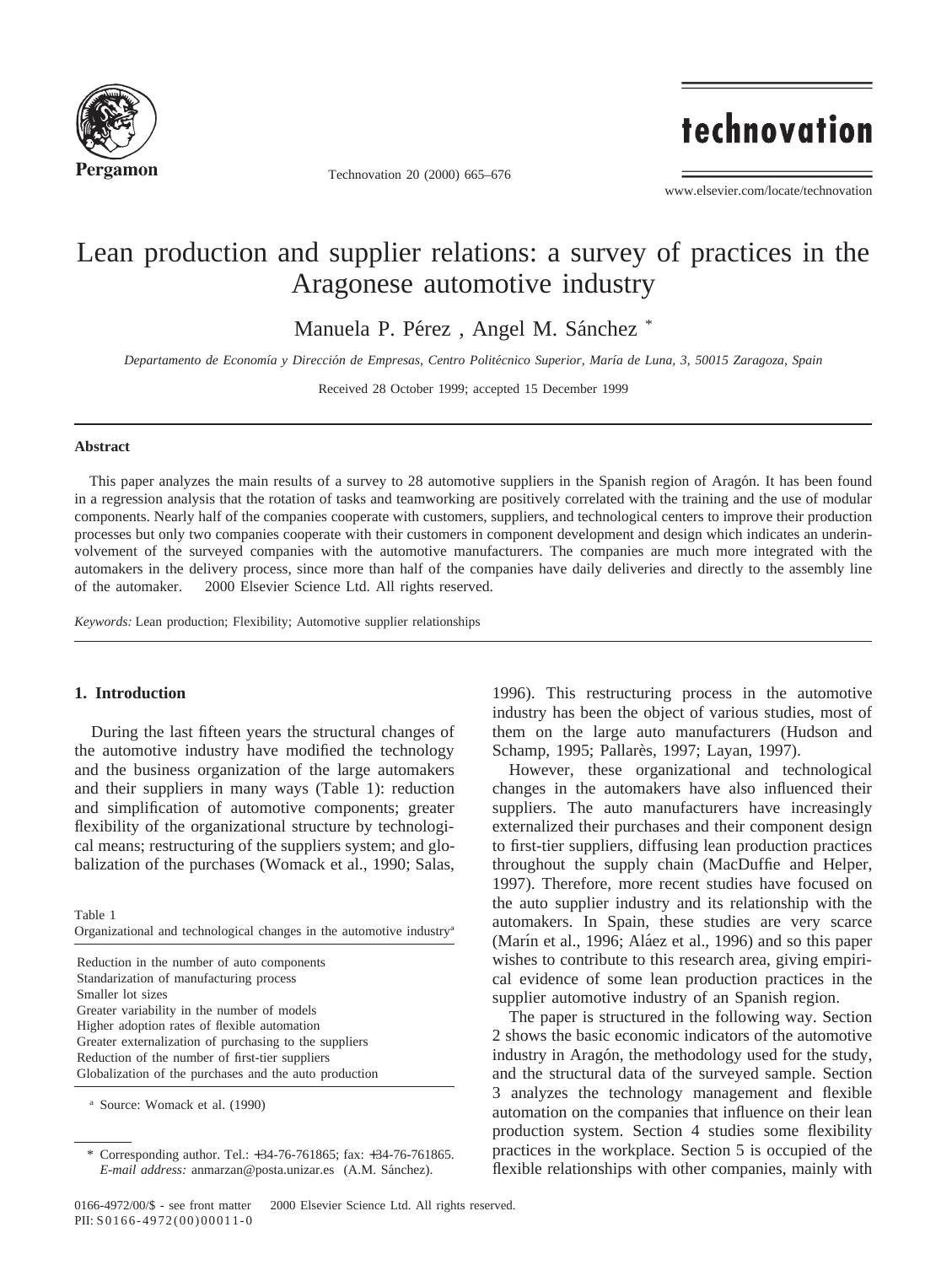# Lean production and supplier relations: a survey of practices in the Aragonese automotive industry

Manuela P. Pérez , Angel M. Sánchez *

*Departamento de Economía y Dirección de Empresas, Centro Politécnico Superior, María de Luna, 3, 50015 Zaragoza, Spain*

Received 28 October 1999; accepted 15 December 1999

## Abstract

This paper analyzes the main results of a survey to 28 automotive suppliers in the Spanish region of Aragón. It has been found in a regression analysis that the rotation of tasks and teamworking are positively correlated with the training and the use of modular components. Nearly half of the companies cooperate with customers, suppliers, and technological centers to improve their production processes but only two companies cooperate with their customers in component development and design which indicates an underinvolvement of the surveyed companies with the automotive manufacturers. The companies are much more integrated with the automakers in the delivery process, since more than half of the companies have daily deliveries and directly to the assembly line of the automaker. © 2000 Elsevier Science Ltd. All rights reserved.

*Keywords:* Lean production; Flexibility; Automotive supplier relationships

## 1. Introduction

During the last fifteen years the structural changes of the automotive industry have modified the technology and the business organization of the large automakers and their suppliers in many ways (Table 1): reduction and simplification of automotive components; greater flexibility of the organizational structure by technological means; restructuring of the suppliers system; and globalization of the purchases (Womack et al., 1990; Salas, 1996). This restructuring process in the automotive industry has been the object of various studies, most of them on the large auto manufacturers (Hudson and Schamp, 1995; Pallarès, 1997; Layan, 1997).

Table 1
Organizational and technological changes in the automotive industry[a]

| |
|---|
| Reduction in the number of auto components |
| Standarization of manufacturing process |
| Smaller lot sizes |
| Greater variability in the number of models |
| Higher adoption rates of flexible automation |
| Greater externalization of purchasing to the suppliers |
| Reduction of the number of first-tier suppliers |
| Globalization of the purchases and the auto production |

[a] Source: Womack et al. (1990)

However, these organizational and technological changes in the automakers have also influenced their suppliers. The auto manufacturers have increasingly externalized their purchases and their component design to first-tier suppliers, diffusing lean production practices throughout the supply chain (MacDuffie and Helper, 1997). Therefore, more recent studies have focused on the auto supplier industry and its relationship with the automakers. In Spain, these studies are very scarce (Marín et al., 1996; Aláez et al., 1996) and so this paper wishes to contribute to this research area, giving empirical evidence of some lean production practices in the supplier automotive industry of an Spanish region.

The paper is structured in the following way. Section 2 shows the basic economic indicators of the automotive industry in Aragón, the methodology used for the study, and the structural data of the surveyed sample. Section 3 analyzes the technology management and flexible automation on the companies that influence on their lean production system. Section 4 studies some flexibility practices in the workplace. Section 5 is occupied of the flexible relationships with other companies, mainly with

\* Corresponding author. Tel.: +34-76-761865; fax: +34-76-761865. *E-mail address:* anmarzan@posta.unizar.es (A.M. Sánchez).

0166-4972/00/$ - see front matter © 2000 Elsevier Science Ltd. All rights reserved.
PII: S0166-4972(00)00011-0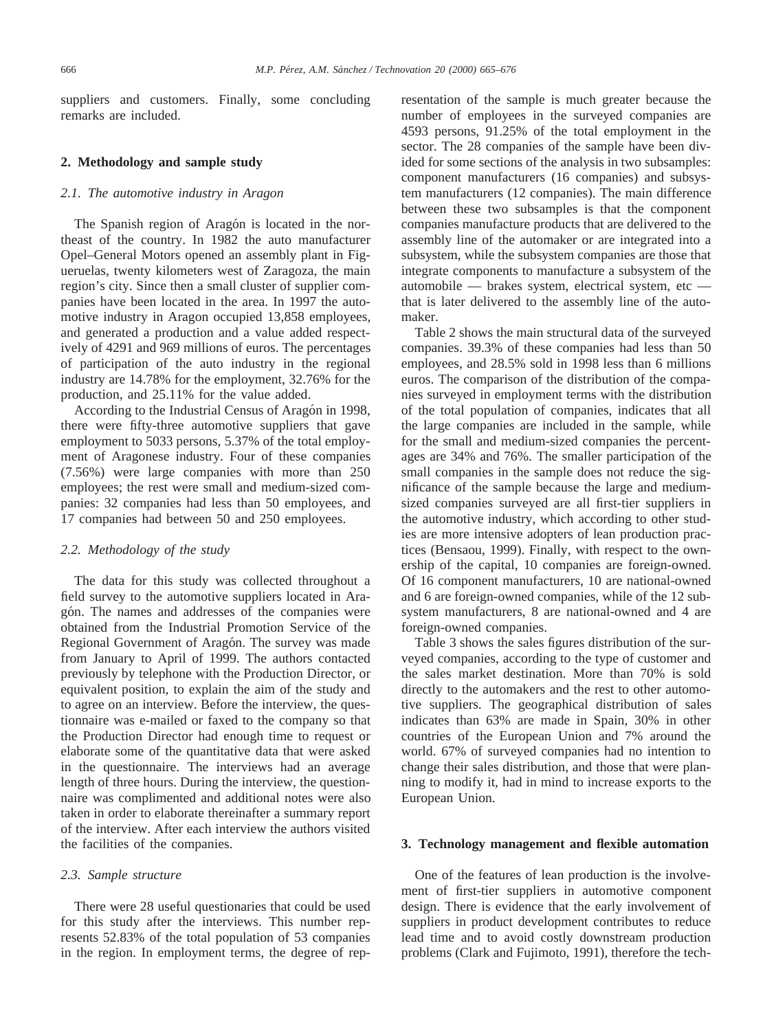suppliers and customers. Finally, some concluding remarks are included.

## 2. Methodology and sample study

### 2.1. The automotive industry in Aragon

The Spanish region of Aragón is located in the northeast of the country. In 1982 the auto manufacturer Opel–General Motors opened an assembly plant in Figueruelas, twenty kilometers west of Zaragoza, the main region's city. Since then a small cluster of supplier companies have been located in the area. In 1997 the automotive industry in Aragon occupied 13,858 employees, and generated a production and a value added respectively of 4291 and 969 millions of euros. The percentages of participation of the auto industry in the regional industry are 14.78% for the employment, 32.76% for the production, and 25.11% for the value added.

According to the Industrial Census of Aragón in 1998, there were fifty-three automotive suppliers that gave employment to 5033 persons, 5.37% of the total employment of Aragonese industry. Four of these companies (7.56%) were large companies with more than 250 employees; the rest were small and medium-sized companies: 32 companies had less than 50 employees, and 17 companies had between 50 and 250 employees.

### 2.2. Methodology of the study

The data for this study was collected throughout a field survey to the automotive suppliers located in Aragón. The names and addresses of the companies were obtained from the Industrial Promotion Service of the Regional Government of Aragón. The survey was made from January to April of 1999. The authors contacted previously by telephone with the Production Director, or equivalent position, to explain the aim of the study and to agree on an interview. Before the interview, the questionnaire was e-mailed or faxed to the company so that the Production Director had enough time to request or elaborate some of the quantitative data that were asked in the questionnaire. The interviews had an average length of three hours. During the interview, the questionnaire was complimented and additional notes were also taken in order to elaborate thereinafter a summary report of the interview. After each interview the authors visited the facilities of the companies.

### 2.3. Sample structure

There were 28 useful questionaries that could be used for this study after the interviews. This number represents 52.83% of the total population of 53 companies in the region. In employment terms, the degree of representation of the sample is much greater because the number of employees in the surveyed companies are 4593 persons, 91.25% of the total employment in the sector. The 28 companies of the sample have been divided for some sections of the analysis in two subsamples: component manufacturers (16 companies) and subsystem manufacturers (12 companies). The main difference between these two subsamples is that the component companies manufacture products that are delivered to the assembly line of the automaker or are integrated into a subsystem, while the subsystem companies are those that integrate components to manufacture a subsystem of the automobile — brakes system, electrical system, etc — that is later delivered to the assembly line of the automaker.

Table 2 shows the main structural data of the surveyed companies. 39.3% of these companies had less than 50 employees, and 28.5% sold in 1998 less than 6 millions euros. The comparison of the distribution of the companies surveyed in employment terms with the distribution of the total population of companies, indicates that all the large companies are included in the sample, while for the small and medium-sized companies the percentages are 34% and 76%. The smaller participation of the small companies in the sample does not reduce the significance of the sample because the large and medium-sized companies surveyed are all first-tier suppliers in the automotive industry, which according to other studies are more intensive adopters of lean production practices (Bensaou, 1999). Finally, with respect to the ownership of the capital, 10 companies are foreign-owned. Of 16 component manufacturers, 10 are national-owned and 6 are foreign-owned companies, while of the 12 subsystem manufacturers, 8 are national-owned and 4 are foreign-owned companies.

Table 3 shows the sales figures distribution of the surveyed companies, according to the type of customer and the sales market destination. More than 70% is sold directly to the automakers and the rest to other automotive suppliers. The geographical distribution of sales indicates than 63% are made in Spain, 30% in other countries of the European Union and 7% around the world. 67% of surveyed companies had no intention to change their sales distribution, and those that were planning to modify it, had in mind to increase exports to the European Union.

## 3. Technology management and flexible automation

One of the features of lean production is the involvement of first-tier suppliers in automotive component design. There is evidence that the early involvement of suppliers in product development contributes to reduce lead time and to avoid costly downstream production problems (Clark and Fujimoto, 1991), therefore the tech-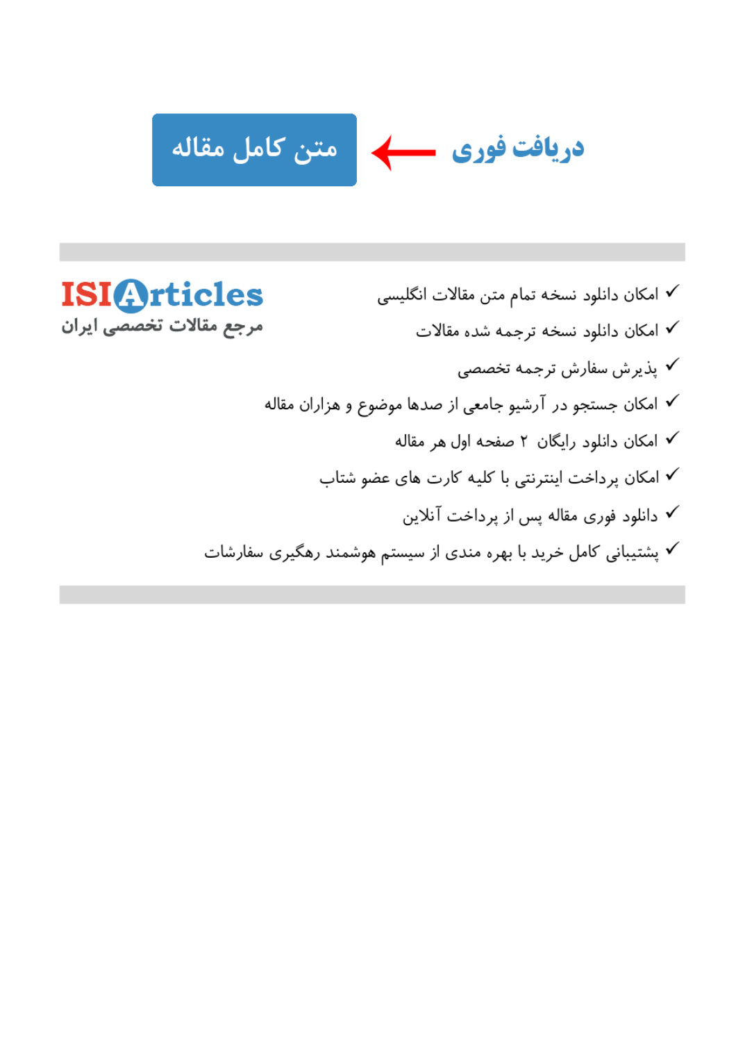دریافت فوری ← **متن کامل مقاله**

**ISIArticles**
مرجع مقالات تخصصی ایران

- ✓ امکان دانلود نسخه تمام متن مقالات انگلیسی
- ✓ امکان دانلود نسخه ترجمه شده مقالات
- ✓ پذیرش سفارش ترجمه تخصصی
- ✓ امکان جستجو در آرشیو جامعی از صدها موضوع و هزاران مقاله
- ✓ امکان دانلود رایگان ۲ صفحه اول هر مقاله
- ✓ امکان پرداخت اینترنتی با کلیه کارت های عضو شتاب
- ✓ دانلود فوری مقاله پس از پرداخت آنلاین
- ✓ پشتیبانی کامل خرید با بهره مندی از سیستم هوشمند رهگیری سفارشات